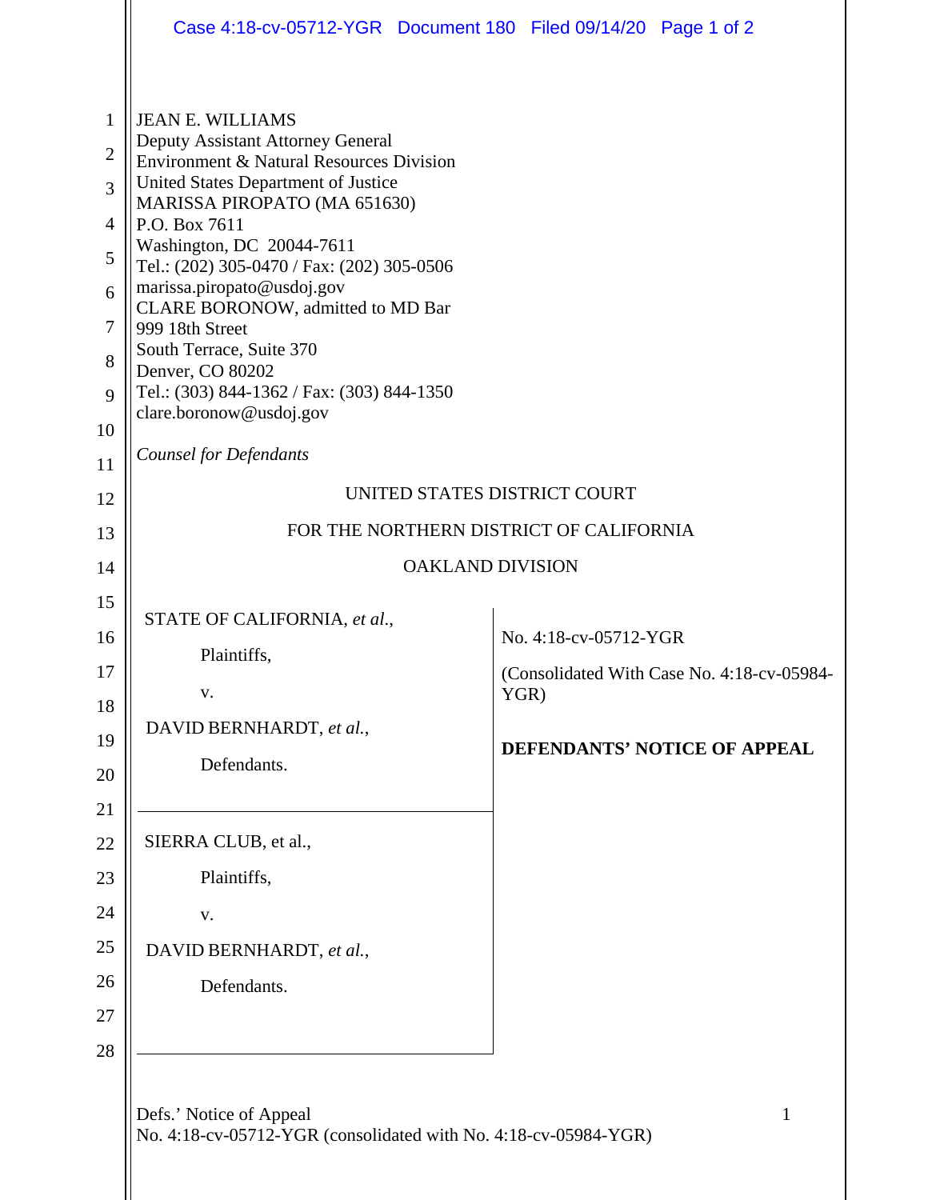JEAN E. WILLIAMS
Deputy Assistant Attorney General
Environment & Natural Resources Division
United States Department of Justice
MARISSA PIROPATO (MA 651630)
P.O. Box 7611
Washington, DC 20044-7611
Tel.: (202) 305-0470 / Fax: (202) 305-0506
marissa.piropato@usdoj.gov
CLARE BORONOW, admitted to MD Bar
999 18th Street
South Terrace, Suite 370
Denver, CO 80202
Tel.: (303) 844-1362 / Fax: (303) 844-1350
clare.boronow@usdoj.gov

*Counsel for Defendants*

UNITED STATES DISTRICT COURT

FOR THE NORTHERN DISTRICT OF CALIFORNIA

OAKLAND DIVISION

STATE OF CALIFORNIA, *et al.*,

Plaintiffs,

v.

DAVID BERNHARDT, *et al.*,

Defendants.

---

SIERRA CLUB, et al.,

Plaintiffs,

v.

DAVID BERNHARDT, *et al.*,

Defendants.

No. 4:18-cv-05712-YGR

(Consolidated With Case No. 4:18-cv-05984-YGR)

**DEFENDANTS' NOTICE OF APPEAL**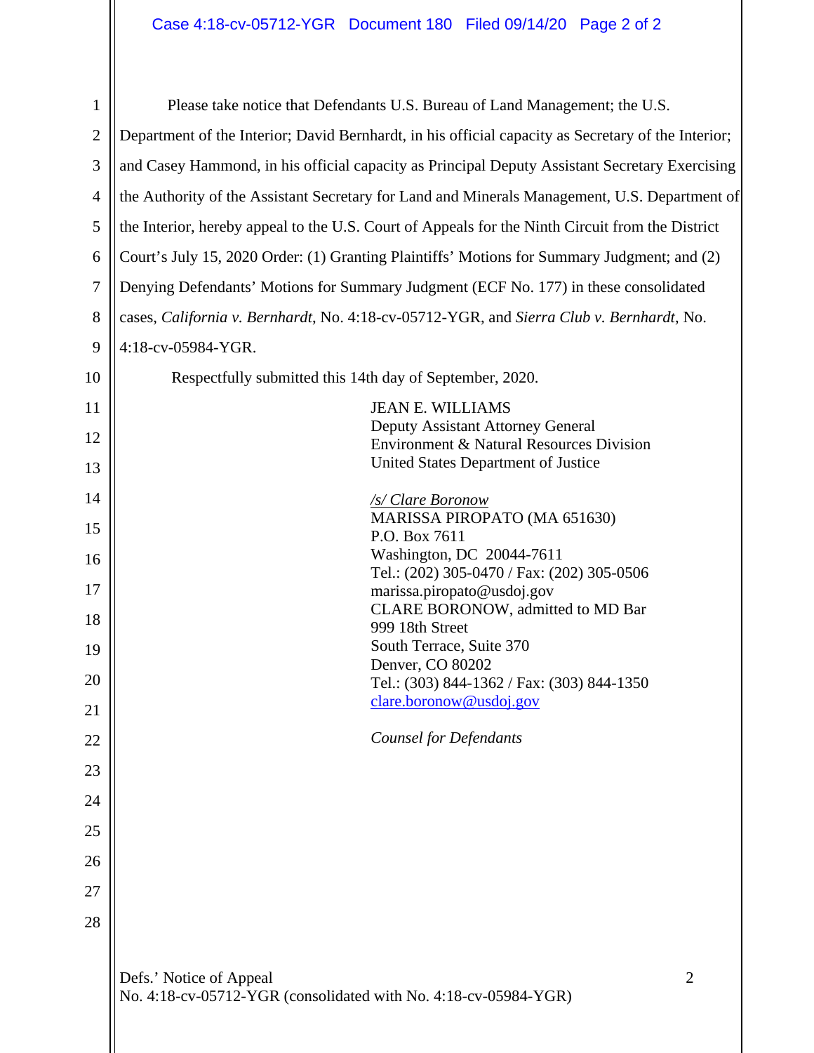Please take notice that Defendants U.S. Bureau of Land Management; the U.S. Department of the Interior; David Bernhardt, in his official capacity as Secretary of the Interior; and Casey Hammond, in his official capacity as Principal Deputy Assistant Secretary Exercising the Authority of the Assistant Secretary for Land and Minerals Management, U.S. Department of the Interior, hereby appeal to the U.S. Court of Appeals for the Ninth Circuit from the District Court's July 15, 2020 Order: (1) Granting Plaintiffs' Motions for Summary Judgment; and (2) Denying Defendants' Motions for Summary Judgment (ECF No. 177) in these consolidated cases, *California v. Bernhardt*, No. 4:18-cv-05712-YGR, and *Sierra Club v. Bernhardt*, No. 4:18-cv-05984-YGR.

Respectfully submitted this 14th day of September, 2020.

JEAN E. WILLIAMS
Deputy Assistant Attorney General
Environment & Natural Resources Division
United States Department of Justice

*/s/ Clare Boronow*
MARISSA PIROPATO (MA 651630)
P.O. Box 7611
Washington, DC 20044-7611
Tel.: (202) 305-0470 / Fax: (202) 305-0506
marissa.piropato@usdoj.gov
CLARE BORONOW, admitted to MD Bar
999 18th Street
South Terrace, Suite 370
Denver, CO 80202
Tel.: (303) 844-1362 / Fax: (303) 844-1350
clare.boronow@usdoj.gov

*Counsel for Defendants*

Defs.' Notice of Appeal
No. 4:18-cv-05712-YGR (consolidated with No. 4:18-cv-05984-YGR)